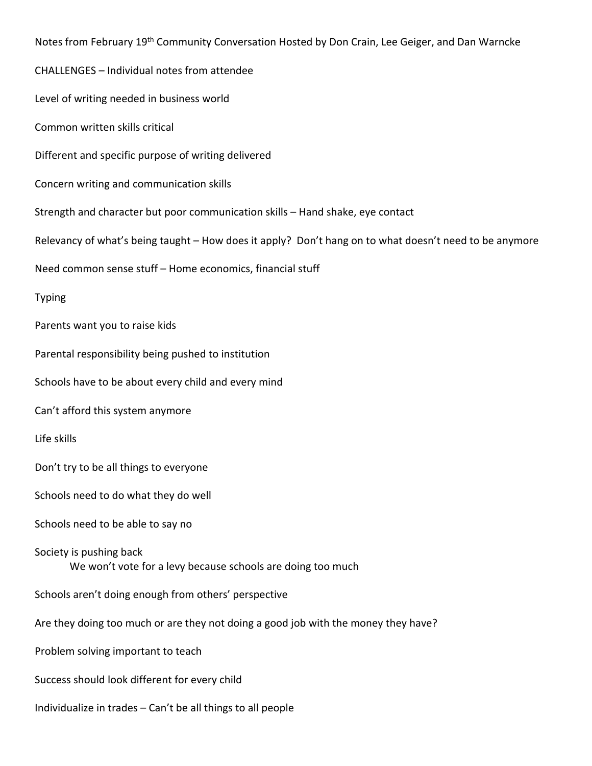Notes from February 19th Community Conversation Hosted by Don Crain, Lee Geiger, and Dan Warncke

CHALLENGES – Individual notes from attendee

Level of writing needed in business world

Common written skills critical

Different and specific purpose of writing delivered

Concern writing and communication skills

Strength and character but poor communication skills – Hand shake, eye contact

Relevancy of what's being taught – How does it apply? Don't hang on to what doesn't need to be anymore

Need common sense stuff – Home economics, financial stuff

Typing

Parents want you to raise kids

Parental responsibility being pushed to institution

Schools have to be about every child and every mind

Can't afford this system anymore

Life skills

Don't try to be all things to everyone

Schools need to do what they do well

Schools need to be able to say no

Society is pushing back

- We won't vote for a levy because schools are doing too much

Schools aren't doing enough from others' perspective

Are they doing too much or are they not doing a good job with the money they have?

Problem solving important to teach

Success should look different for every child

Individualize in trades – Can't be all things to all people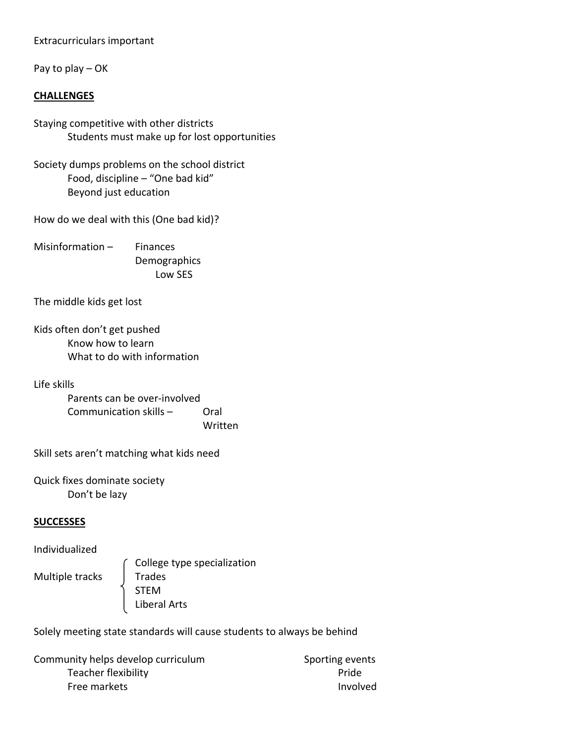Extracurriculars important

Pay to play – OK

**CHALLENGES**

Staying competitive with other districts
- Students must make up for lost opportunities

Society dumps problems on the school district
- Food, discipline – "One bad kid"
- Beyond just education

How do we deal with this (One bad kid)?

Misinformation –
- Finances
- Demographics
  - Low SES

The middle kids get lost

Kids often don't get pushed
- Know how to learn
- What to do with information

Life skills
- Parents can be over-involved
- Communication skills –
  - Oral
  - Written

Skill sets aren't matching what kids need

Quick fixes dominate society
- Don't be lazy

**SUCCESSES**

Individualized

Multiple tracks
- College type specialization
- Trades
- STEM
- Liberal Arts

Solely meeting state standards will cause students to always be behind

Community helps develop curriculum
- Teacher flexibility
- Free markets

Sporting events
- Pride
- Involved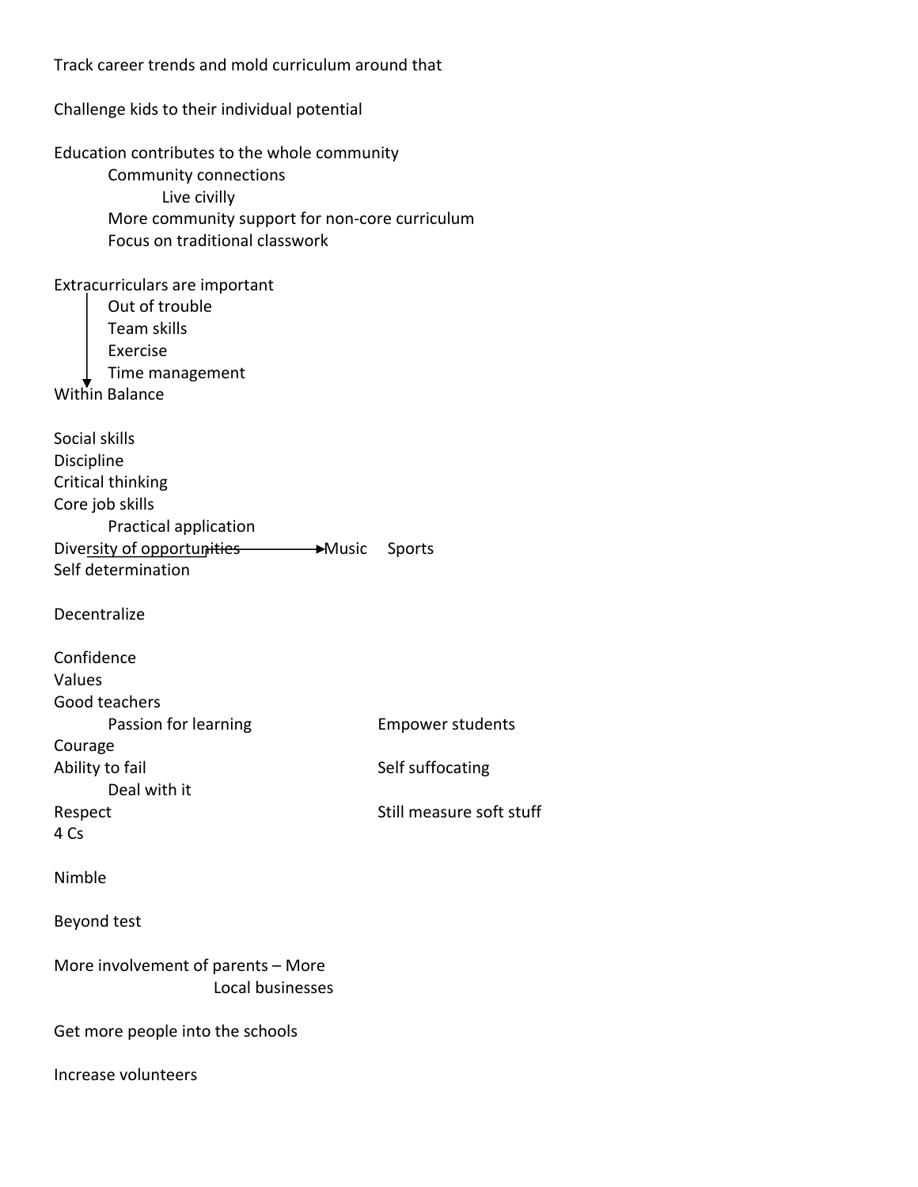Track career trends and mold curriculum around that

Challenge kids to their individual potential

Education contributes to the whole community
- Community connections
  - Live civilly
- More community support for non-core curriculum
- Focus on traditional classwork

Extracurriculars are important
- Out of trouble
- Team skills
- Exercise
- Time management

Within Balance

Social skills
Discipline
Critical thinking
Core job skills
- Practical application

Diversity of opportunities → Music Sports
Self determination

Decentralize

Confidence
Values
Good teachers
- Passion for learning

Empower students

Courage
Ability to fail
- Deal with it

Self suffocating

Respect

Still measure soft stuff

4 Cs

Nimble

Beyond test

More involvement of parents – More
Local businesses

Get more people into the schools

Increase volunteers